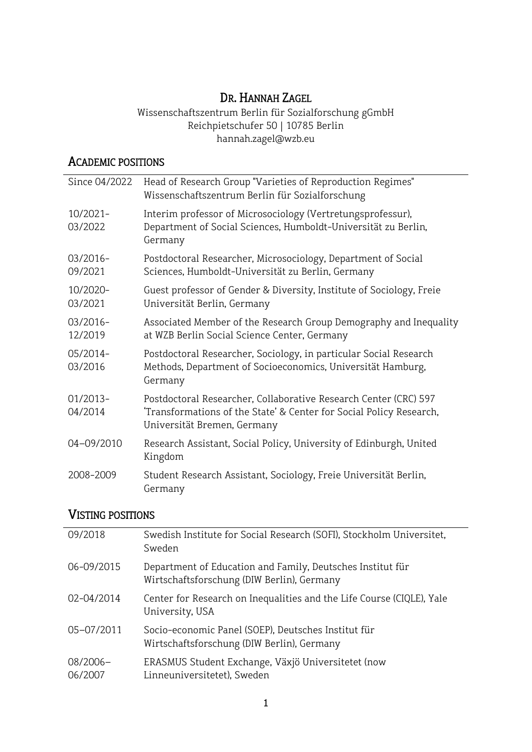# Dr. Hannah Zagel

Wissenschaftszentrum Berlin für Sozialforschung gGmbH
Reichpietschufer 50 | 10785 Berlin
hannah.zagel@wzb.eu

## Academic positions

| | |
|---|---|
| Since 04/2022 | Head of Research Group "Varieties of Reproduction Regimes" Wissenschaftszentrum Berlin für Sozialforschung |
| 10/2021-03/2022 | Interim professor of Microsociology (Vertretungsprofessur), Department of Social Sciences, Humboldt-Universität zu Berlin, Germany |
| 03/2016-09/2021 | Postdoctoral Researcher, Microsociology, Department of Social Sciences, Humboldt-Universität zu Berlin, Germany |
| 10/2020-03/2021 | Guest professor of Gender & Diversity, Institute of Sociology, Freie Universität Berlin, Germany |
| 03/2016-12/2019 | Associated Member of the Research Group Demography and Inequality at WZB Berlin Social Science Center, Germany |
| 05/2014-03/2016 | Postdoctoral Researcher, Sociology, in particular Social Research Methods, Department of Socioeconomics, Universität Hamburg, Germany |
| 01/2013-04/2014 | Postdoctoral Researcher, Collaborative Research Center (CRC) 597 'Transformations of the State' & Center for Social Policy Research, Universität Bremen, Germany |
| 04–09/2010 | Research Assistant, Social Policy, University of Edinburgh, United Kingdom |
| 2008-2009 | Student Research Assistant, Sociology, Freie Universität Berlin, Germany |

## Visting positions

| | |
|---|---|
| 09/2018 | Swedish Institute for Social Research (SOFI), Stockholm Universitet, Sweden |
| 06-09/2015 | Department of Education and Family, Deutsches Institut für Wirtschaftsforschung (DIW Berlin), Germany |
| 02-04/2014 | Center for Research on Inequalities and the Life Course (CIQLE), Yale University, USA |
| 05–07/2011 | Socio-economic Panel (SOEP), Deutsches Institut für Wirtschaftsforschung (DIW Berlin), Germany |
| 08/2006–06/2007 | ERASMUS Student Exchange, Växjö Universitetet (now Linneuniversitetet), Sweden |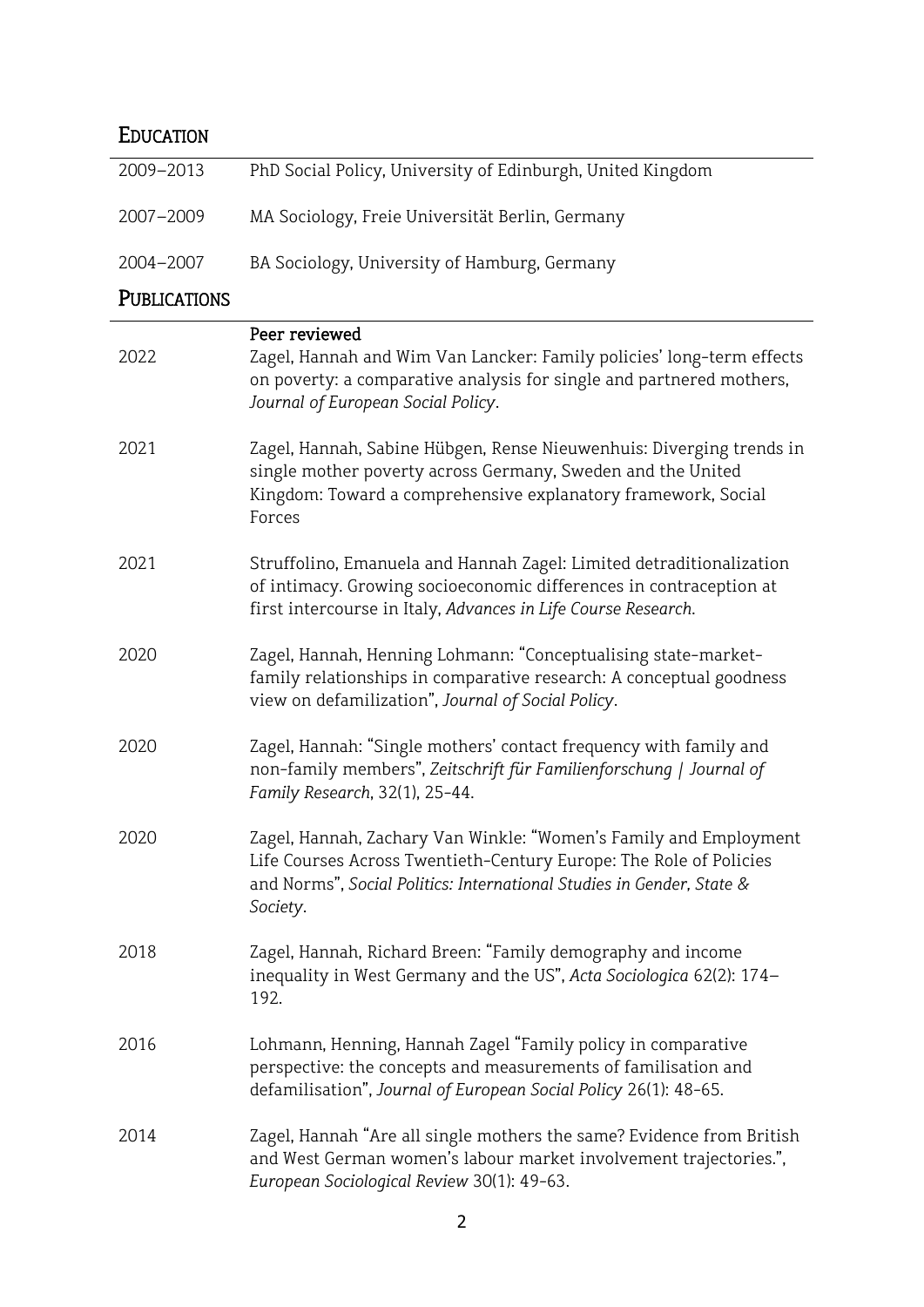## Education

| | |
|---|---|
| 2009–2013 | PhD Social Policy, University of Edinburgh, United Kingdom |
| 2007–2009 | MA Sociology, Freie Universität Berlin, Germany |
| 2004–2007 | BA Sociology, University of Hamburg, Germany |

## Publications

**Peer reviewed**

2022 — Zagel, Hannah and Wim Van Lancker: Family policies' long-term effects on poverty: a comparative analysis for single and partnered mothers, *Journal of European Social Policy*.

2021 — Zagel, Hannah, Sabine Hübgen, Rense Nieuwenhuis: Diverging trends in single mother poverty across Germany, Sweden and the United Kingdom: Toward a comprehensive explanatory framework, Social Forces

2021 — Struffolino, Emanuela and Hannah Zagel: Limited detraditionalization of intimacy. Growing socioeconomic differences in contraception at first intercourse in Italy, *Advances in Life Course Research*.

2020 — Zagel, Hannah, Henning Lohmann: "Conceptualising state-market-family relationships in comparative research: A conceptual goodness view on defamilization", *Journal of Social Policy*.

2020 — Zagel, Hannah: "Single mothers' contact frequency with family and non-family members", *Zeitschrift für Familienforschung | Journal of Family Research*, 32(1), 25-44.

2020 — Zagel, Hannah, Zachary Van Winkle: "Women's Family and Employment Life Courses Across Twentieth-Century Europe: The Role of Policies and Norms", *Social Politics: International Studies in Gender, State & Society*.

2018 — Zagel, Hannah, Richard Breen: "Family demography and income inequality in West Germany and the US", *Acta Sociologica* 62(2): 174–192.

2016 — Lohmann, Henning, Hannah Zagel "Family policy in comparative perspective: the concepts and measurements of familisation and defamilisation", *Journal of European Social Policy* 26(1): 48-65.

2014 — Zagel, Hannah "Are all single mothers the same? Evidence from British and West German women's labour market involvement trajectories.", *European Sociological Review* 30(1): 49-63.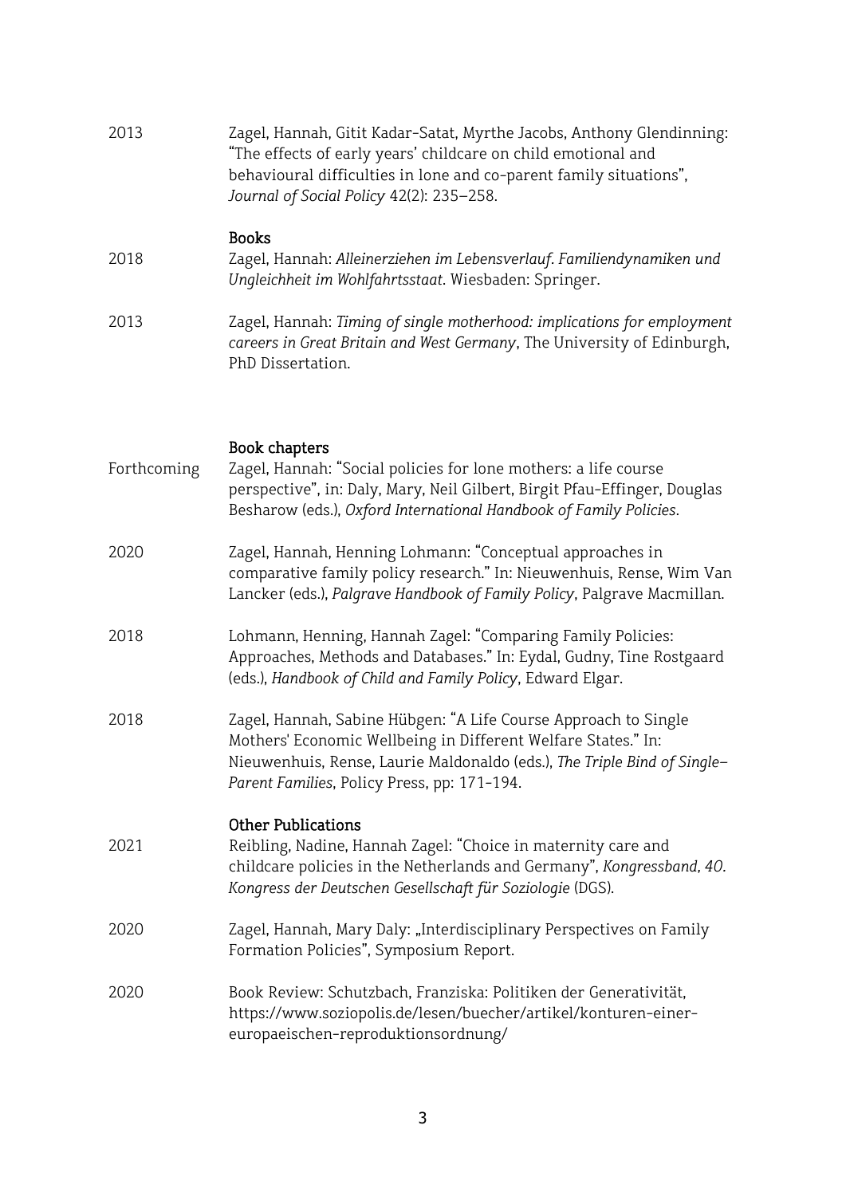2013 Zagel, Hannah, Gitit Kadar-Satat, Myrthe Jacobs, Anthony Glendinning: "The effects of early years' childcare on child emotional and behavioural difficulties in lone and co-parent family situations", *Journal of Social Policy* 42(2): 235–258.

### Books

2018 Zagel, Hannah: *Alleinerziehen im Lebensverlauf. Familiendynamiken und Ungleichheit im Wohlfahrtsstaat*. Wiesbaden: Springer.

2013 Zagel, Hannah: *Timing of single motherhood: implications for employment careers in Great Britain and West Germany*, The University of Edinburgh, PhD Dissertation.

### Book chapters

Forthcoming Zagel, Hannah: "Social policies for lone mothers: a life course perspective", in: Daly, Mary, Neil Gilbert, Birgit Pfau-Effinger, Douglas Besharow (eds.), *Oxford International Handbook of Family Policies*.

2020 Zagel, Hannah, Henning Lohmann: "Conceptual approaches in comparative family policy research." In: Nieuwenhuis, Rense, Wim Van Lancker (eds.), *Palgrave Handbook of Family Policy*, Palgrave Macmillan.

2018 Lohmann, Henning, Hannah Zagel: "Comparing Family Policies: Approaches, Methods and Databases." In: Eydal, Gudny, Tine Rostgaard (eds.), *Handbook of Child and Family Policy*, Edward Elgar.

2018 Zagel, Hannah, Sabine Hübgen: "A Life Course Approach to Single Mothers' Economic Wellbeing in Different Welfare States." In: Nieuwenhuis, Rense, Laurie Maldonaldo (eds.), *The Triple Bind of Single-Parent Families*, Policy Press, pp: 171-194.

### Other Publications

2021 Reibling, Nadine, Hannah Zagel: "Choice in maternity care and childcare policies in the Netherlands and Germany", *Kongressband, 40. Kongress der Deutschen Gesellschaft für Soziologie* (DGS).

2020 Zagel, Hannah, Mary Daly: „Interdisciplinary Perspectives on Family Formation Policies", Symposium Report.

2020 Book Review: Schutzbach, Franziska: Politiken der Generativität, https://www.soziopolis.de/lesen/buecher/artikel/konturen-einer-europaeischen-reproduktionsordnung/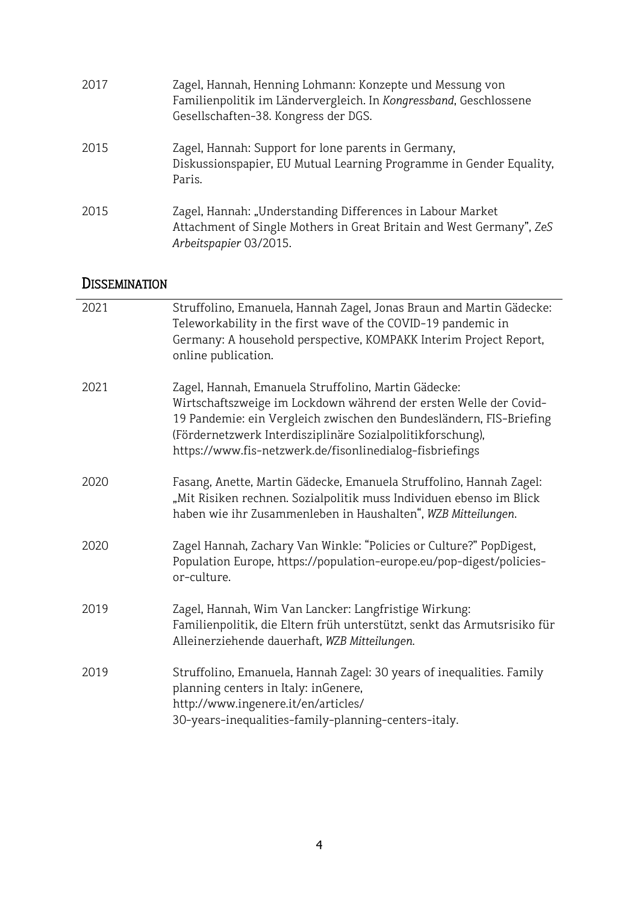2017 Zagel, Hannah, Henning Lohmann: Konzepte und Messung von Familienpolitik im Ländervergleich. In *Kongressband*, Geschlossene Gesellschaften-38. Kongress der DGS.

2015 Zagel, Hannah: Support for lone parents in Germany, Diskussionspapier, EU Mutual Learning Programme in Gender Equality, Paris.

2015 Zagel, Hannah: „Understanding Differences in Labour Market Attachment of Single Mothers in Great Britain and West Germany", *ZeS Arbeitspapier* 03/2015.

## DISSEMINATION

2021 Struffolino, Emanuela, Hannah Zagel, Jonas Braun and Martin Gädecke: Teleworkability in the first wave of the COVID-19 pandemic in Germany: A household perspective, KOMPAKK Interim Project Report, online publication.

2021 Zagel, Hannah, Emanuela Struffolino, Martin Gädecke: Wirtschaftszweige im Lockdown während der ersten Welle der Covid-19 Pandemie: ein Vergleich zwischen den Bundesländern, FIS-Briefing (Fördernetzwerk Interdisziplinäre Sozialpolitikforschung), https://www.fis-netzwerk.de/fisonlinedialog-fisbriefings

2020 Fasang, Anette, Martin Gädecke, Emanuela Struffolino, Hannah Zagel: „Mit Risiken rechnen. Sozialpolitik muss Individuen ebenso im Blick haben wie ihr Zusammenleben in Haushalten", *WZB Mitteilungen*.

2020 Zagel Hannah, Zachary Van Winkle: "Policies or Culture?" PopDigest, Population Europe, https://population-europe.eu/pop-digest/policies-or-culture.

2019 Zagel, Hannah, Wim Van Lancker: Langfristige Wirkung: Familienpolitik, die Eltern früh unterstützt, senkt das Armutsrisiko für Alleinerziehende dauerhaft, *WZB Mitteilungen*.

2019 Struffolino, Emanuela, Hannah Zagel: 30 years of inequalities. Family planning centers in Italy: inGenere, http://www.ingenere.it/en/articles/30-years-inequalities-family-planning-centers-italy.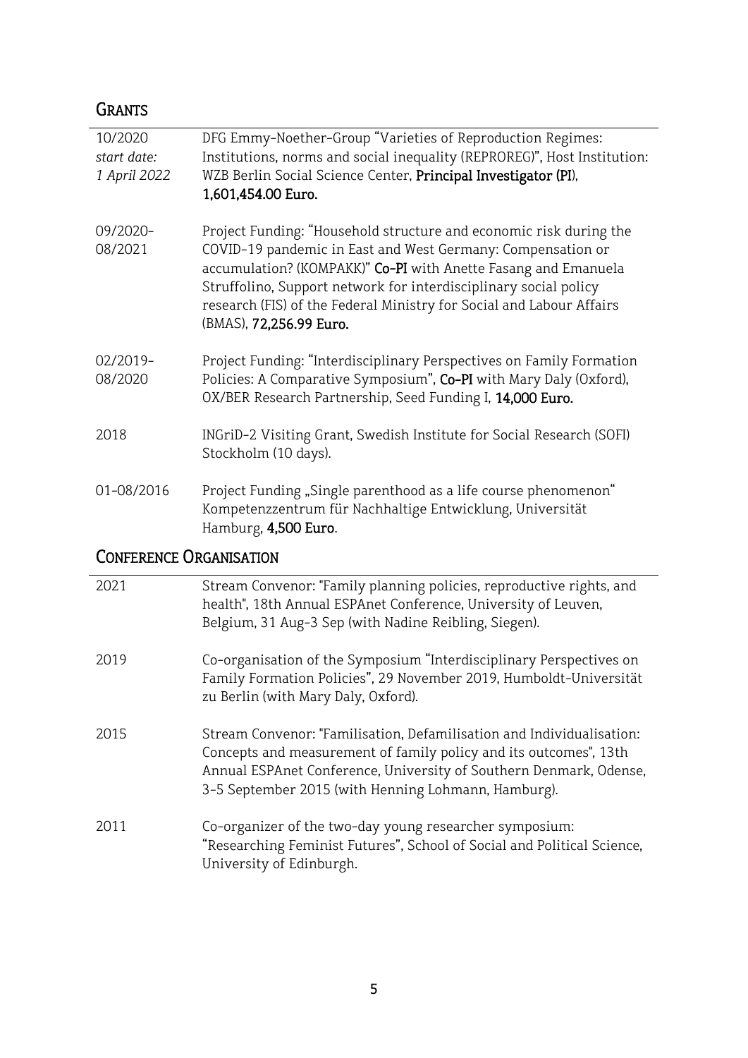## Grants

| | |
|---|---|
| 10/2020 *start date: 1 April 2022* | DFG Emmy-Noether-Group "Varieties of Reproduction Regimes: Institutions, norms and social inequality (REPROREG)", Host Institution: WZB Berlin Social Science Center, **Principal Investigator (PI)**, **1,601,454.00 Euro.** |
| 09/2020-08/2021 | Project Funding: "Household structure and economic risk during the COVID-19 pandemic in East and West Germany: Compensation or accumulation? (KOMPAKK)" **Co-PI** with Anette Fasang and Emanuela Struffolino, Support network for interdisciplinary social policy research (FIS) of the Federal Ministry for Social and Labour Affairs (BMAS), **72,256.99 Euro.** |
| 02/2019-08/2020 | Project Funding: "Interdisciplinary Perspectives on Family Formation Policies: A Comparative Symposium", **Co-PI** with Mary Daly (Oxford), OX/BER Research Partnership, Seed Funding I, **14,000 Euro.** |
| 2018 | INGriD-2 Visiting Grant, Swedish Institute for Social Research (SOFI) Stockholm (10 days). |
| 01-08/2016 | Project Funding „Single parenthood as a life course phenomenon" Kompetenzzentrum für Nachhaltige Entwicklung, Universität Hamburg, **4,500 Euro**. |

## Conference Organisation

| | |
|---|---|
| 2021 | Stream Convenor: "Family planning policies, reproductive rights, and health", 18th Annual ESPAnet Conference, University of Leuven, Belgium, 31 Aug-3 Sep (with Nadine Reibling, Siegen). |
| 2019 | Co-organisation of the Symposium "Interdisciplinary Perspectives on Family Formation Policies", 29 November 2019, Humboldt-Universität zu Berlin (with Mary Daly, Oxford). |
| 2015 | Stream Convenor: "Familisation, Defamilisation and Individualisation: Concepts and measurement of family policy and its outcomes", 13th Annual ESPAnet Conference, University of Southern Denmark, Odense, 3-5 September 2015 (with Henning Lohmann, Hamburg). |
| 2011 | Co-organizer of the two-day young researcher symposium: "Researching Feminist Futures", School of Social and Political Science, University of Edinburgh. |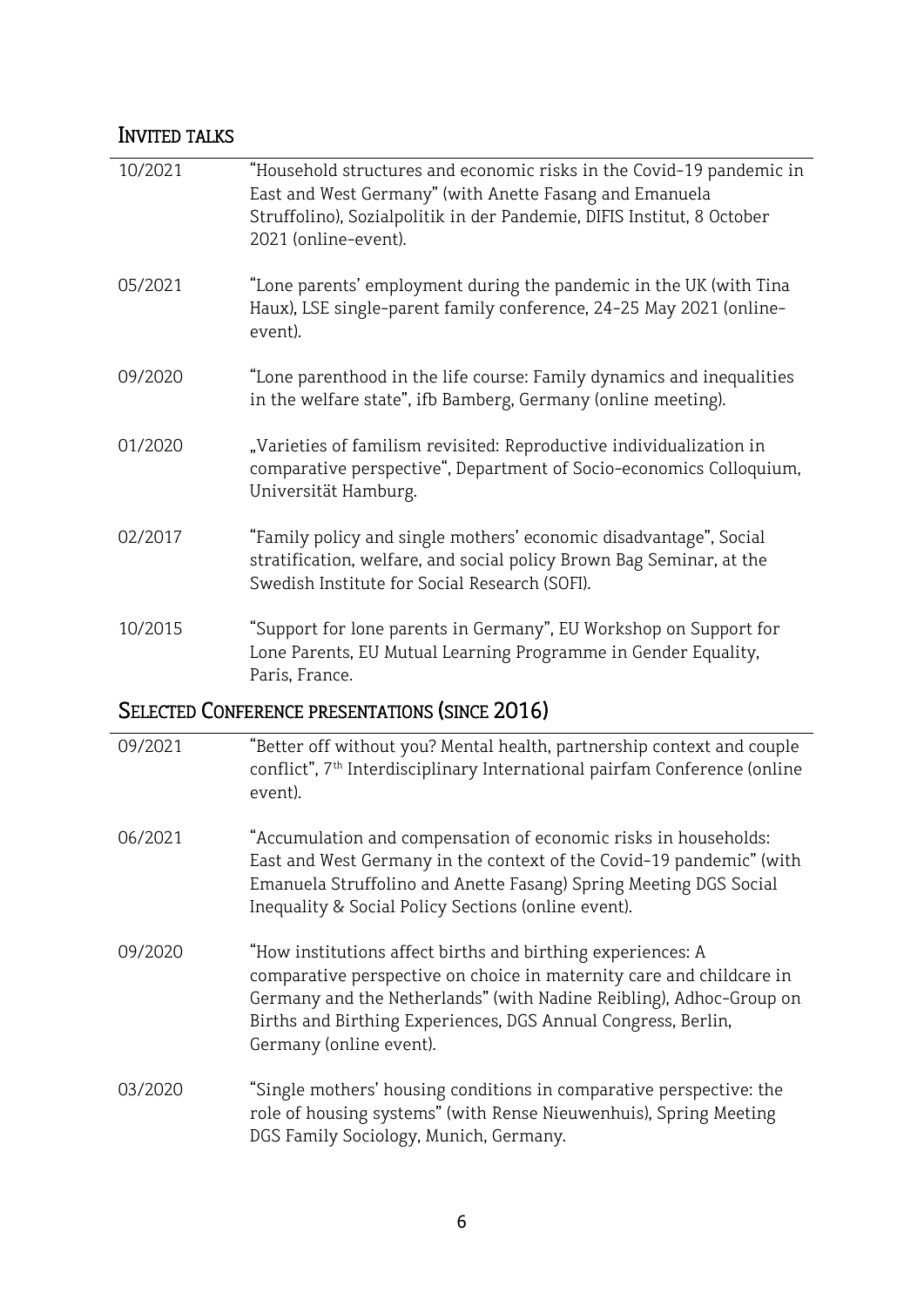## INVITED TALKS

| | |
|---|---|
| 10/2021 | "Household structures and economic risks in the Covid-19 pandemic in East and West Germany" (with Anette Fasang and Emanuela Struffolino), Sozialpolitik in der Pandemie, DIFIS Institut, 8 October 2021 (online-event). |
| 05/2021 | "Lone parents' employment during the pandemic in the UK (with Tina Haux), LSE single-parent family conference, 24-25 May 2021 (online-event). |
| 09/2020 | "Lone parenthood in the life course: Family dynamics and inequalities in the welfare state", ifb Bamberg, Germany (online meeting). |
| 01/2020 | „Varieties of familism revisited: Reproductive individualization in comparative perspective", Department of Socio-economics Colloquium, Universität Hamburg. |
| 02/2017 | "Family policy and single mothers' economic disadvantage", Social stratification, welfare, and social policy Brown Bag Seminar, at the Swedish Institute for Social Research (SOFI). |
| 10/2015 | "Support for lone parents in Germany", EU Workshop on Support for Lone Parents, EU Mutual Learning Programme in Gender Equality, Paris, France. |

## SELECTED CONFERENCE PRESENTATIONS (SINCE 2016)

| | |
|---|---|
| 09/2021 | "Better off without you? Mental health, partnership context and couple conflict", 7th Interdisciplinary International pairfam Conference (online event). |
| 06/2021 | "Accumulation and compensation of economic risks in households: East and West Germany in the context of the Covid-19 pandemic" (with Emanuela Struffolino and Anette Fasang) Spring Meeting DGS Social Inequality & Social Policy Sections (online event). |
| 09/2020 | "How institutions affect births and birthing experiences: A comparative perspective on choice in maternity care and childcare in Germany and the Netherlands" (with Nadine Reibling), Adhoc-Group on Births and Birthing Experiences, DGS Annual Congress, Berlin, Germany (online event). |
| 03/2020 | "Single mothers' housing conditions in comparative perspective: the role of housing systems" (with Rense Nieuwenhuis), Spring Meeting DGS Family Sociology, Munich, Germany. |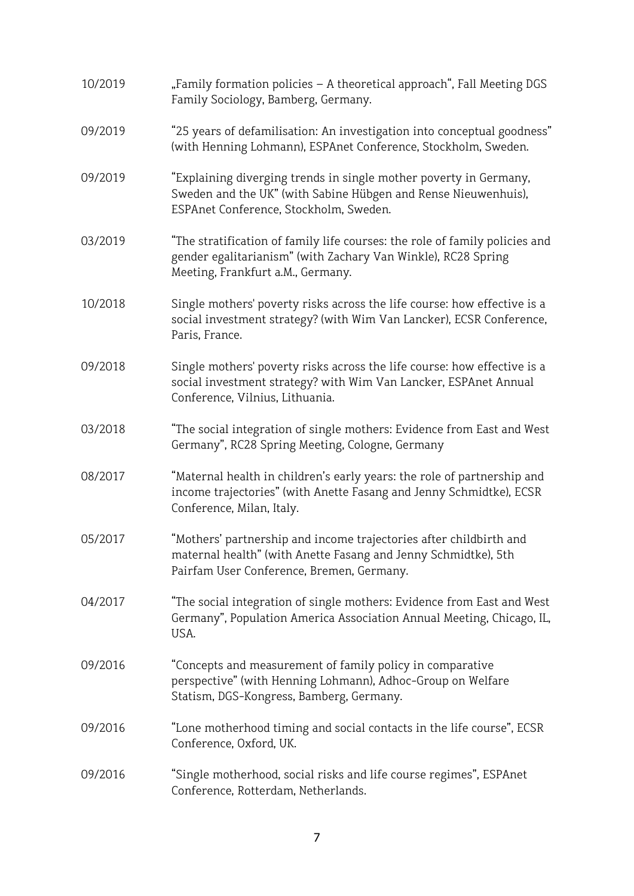10/2019 „Family formation policies – A theoretical approach“, Fall Meeting DGS Family Sociology, Bamberg, Germany.

09/2019 "25 years of defamilisation: An investigation into conceptual goodness" (with Henning Lohmann), ESPAnet Conference, Stockholm, Sweden.

09/2019 "Explaining diverging trends in single mother poverty in Germany, Sweden and the UK" (with Sabine Hübgen and Rense Nieuwenhuis), ESPAnet Conference, Stockholm, Sweden.

03/2019 "The stratification of family life courses: the role of family policies and gender egalitarianism" (with Zachary Van Winkle), RC28 Spring Meeting, Frankfurt a.M., Germany.

10/2018 Single mothers' poverty risks across the life course: how effective is a social investment strategy? (with Wim Van Lancker), ECSR Conference, Paris, France.

09/2018 Single mothers' poverty risks across the life course: how effective is a social investment strategy? with Wim Van Lancker, ESPAnet Annual Conference, Vilnius, Lithuania.

03/2018 "The social integration of single mothers: Evidence from East and West Germany", RC28 Spring Meeting, Cologne, Germany

08/2017 "Maternal health in children's early years: the role of partnership and income trajectories" (with Anette Fasang and Jenny Schmidtke), ECSR Conference, Milan, Italy.

05/2017 "Mothers' partnership and income trajectories after childbirth and maternal health" (with Anette Fasang and Jenny Schmidtke), 5th Pairfam User Conference, Bremen, Germany.

04/2017 "The social integration of single mothers: Evidence from East and West Germany", Population America Association Annual Meeting, Chicago, IL, USA.

09/2016 "Concepts and measurement of family policy in comparative perspective" (with Henning Lohmann), Adhoc-Group on Welfare Statism, DGS-Kongress, Bamberg, Germany.

09/2016 "Lone motherhood timing and social contacts in the life course", ECSR Conference, Oxford, UK.

09/2016 "Single motherhood, social risks and life course regimes", ESPAnet Conference, Rotterdam, Netherlands.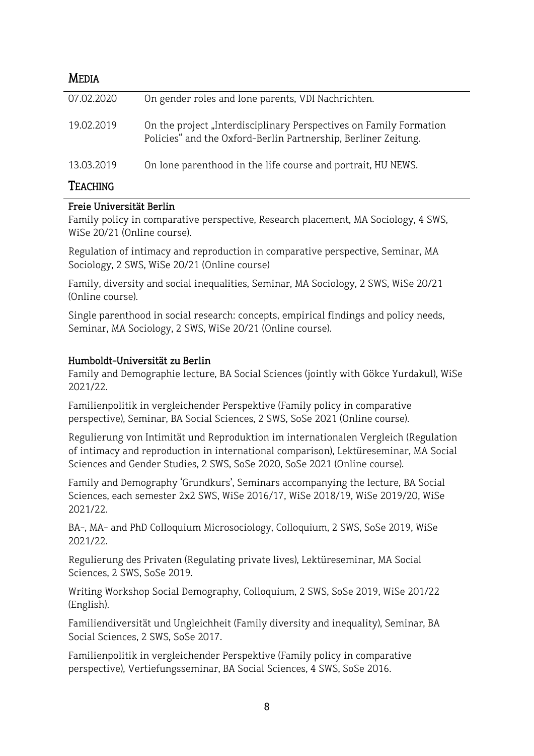## Media

| | |
|---|---|
| 07.02.2020 | On gender roles and lone parents, VDI Nachrichten. |
| 19.02.2019 | On the project „Interdisciplinary Perspectives on Family Formation Policies" and the Oxford-Berlin Partnership, Berliner Zeitung. |
| 13.03.2019 | On lone parenthood in the life course and portrait, HU NEWS. |

## Teaching

**Freie Universität Berlin**

Family policy in comparative perspective, Research placement, MA Sociology, 4 SWS, WiSe 20/21 (Online course).

Regulation of intimacy and reproduction in comparative perspective, Seminar, MA Sociology, 2 SWS, WiSe 20/21 (Online course)

Family, diversity and social inequalities, Seminar, MA Sociology, 2 SWS, WiSe 20/21 (Online course).

Single parenthood in social research: concepts, empirical findings and policy needs, Seminar, MA Sociology, 2 SWS, WiSe 20/21 (Online course).

**Humboldt-Universität zu Berlin**

Family and Demographie lecture, BA Social Sciences (jointly with Gökce Yurdakul), WiSe 2021/22.

Familienpolitik in vergleichender Perspektive (Family policy in comparative perspective), Seminar, BA Social Sciences, 2 SWS, SoSe 2021 (Online course).

Regulierung von Intimität und Reproduktion im internationalen Vergleich (Regulation of intimacy and reproduction in international comparison), Lektüreseminar, MA Social Sciences and Gender Studies, 2 SWS, SoSe 2020, SoSe 2021 (Online course).

Family and Demography 'Grundkurs', Seminars accompanying the lecture, BA Social Sciences, each semester 2x2 SWS, WiSe 2016/17, WiSe 2018/19, WiSe 2019/20, WiSe 2021/22.

BA-, MA- and PhD Colloquium Microsociology, Colloquium, 2 SWS, SoSe 2019, WiSe 2021/22.

Regulierung des Privaten (Regulating private lives), Lektüreseminar, MA Social Sciences, 2 SWS, SoSe 2019.

Writing Workshop Social Demography, Colloquium, 2 SWS, SoSe 2019, WiSe 201/22 (English).

Familiendiversität und Ungleichheit (Family diversity and inequality), Seminar, BA Social Sciences, 2 SWS, SoSe 2017.

Familienpolitik in vergleichender Perspektive (Family policy in comparative perspective), Vertiefungsseminar, BA Social Sciences, 4 SWS, SoSe 2016.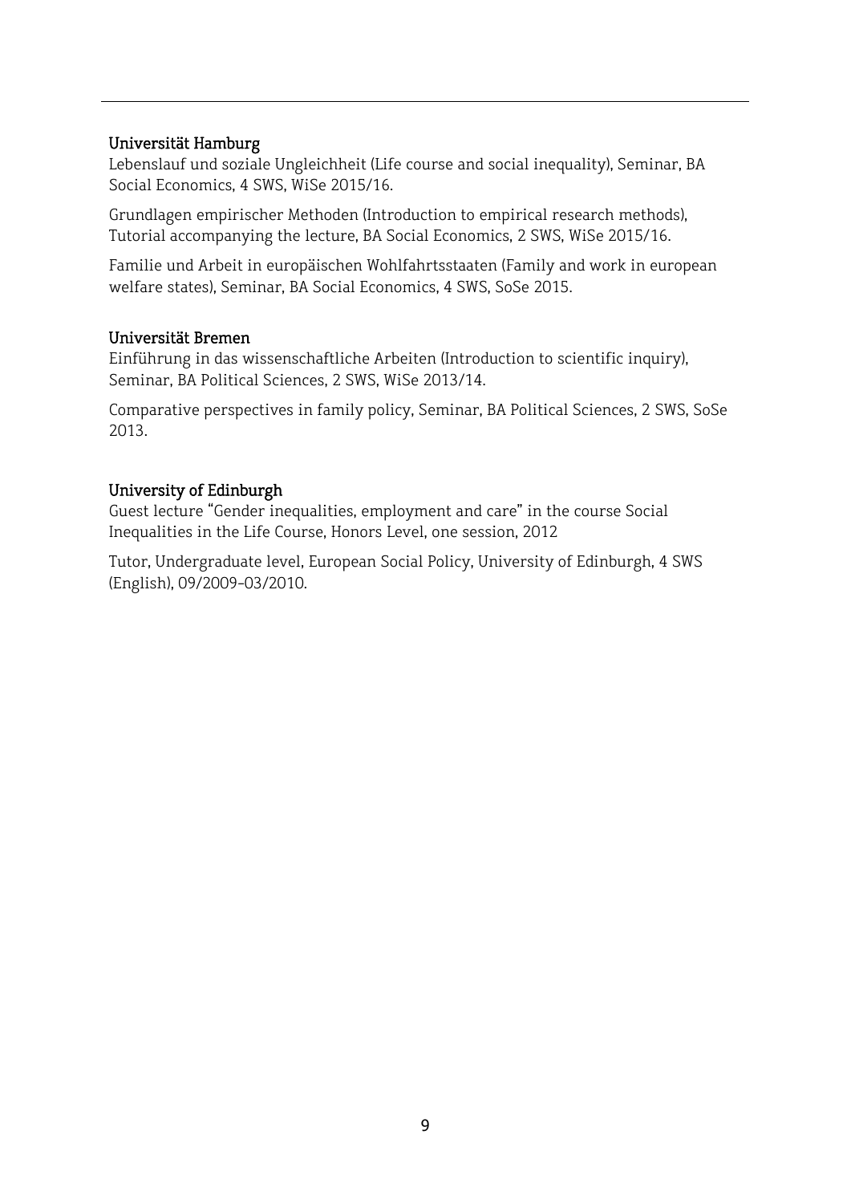---

### Universität Hamburg

Lebenslauf und soziale Ungleichheit (Life course and social inequality), Seminar, BA Social Economics, 4 SWS, WiSe 2015/16.

Grundlagen empirischer Methoden (Introduction to empirical research methods), Tutorial accompanying the lecture, BA Social Economics, 2 SWS, WiSe 2015/16.

Familie und Arbeit in europäischen Wohlfahrtsstaaten (Family and work in european welfare states), Seminar, BA Social Economics, 4 SWS, SoSe 2015.

### Universität Bremen

Einführung in das wissenschaftliche Arbeiten (Introduction to scientific inquiry), Seminar, BA Political Sciences, 2 SWS, WiSe 2013/14.

Comparative perspectives in family policy, Seminar, BA Political Sciences, 2 SWS, SoSe 2013.

### University of Edinburgh

Guest lecture "Gender inequalities, employment and care" in the course Social Inequalities in the Life Course, Honors Level, one session, 2012

Tutor, Undergraduate level, European Social Policy, University of Edinburgh, 4 SWS (English), 09/2009-03/2010.